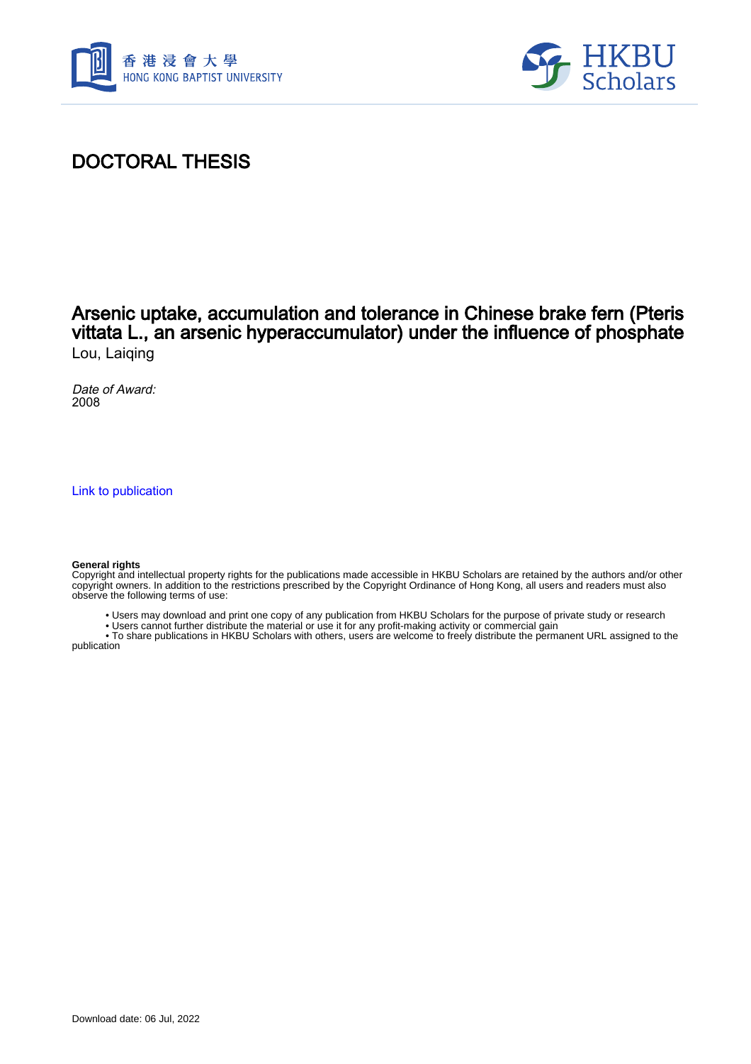# DOCTORAL THESIS

## Arsenic uptake, accumulation and tolerance in Chinese brake fern (Pteris vittata L., an arsenic hyperaccumulator) under the influence of phosphate

Lou, Laiqing

*Date of Award:*
2008

Link to publication

**General rights**
Copyright and intellectual property rights for the publications made accessible in HKBU Scholars are retained by the authors and/or other copyright owners. In addition to the restrictions prescribed by the Copyright Ordinance of Hong Kong, all users and readers must also observe the following terms of use:

- Users may download and print one copy of any publication from HKBU Scholars for the purpose of private study or research
- Users cannot further distribute the material or use it for any profit-making activity or commercial gain
- To share publications in HKBU Scholars with others, users are welcome to freely distribute the permanent URL assigned to the publication

Download date: 06 Jul, 2022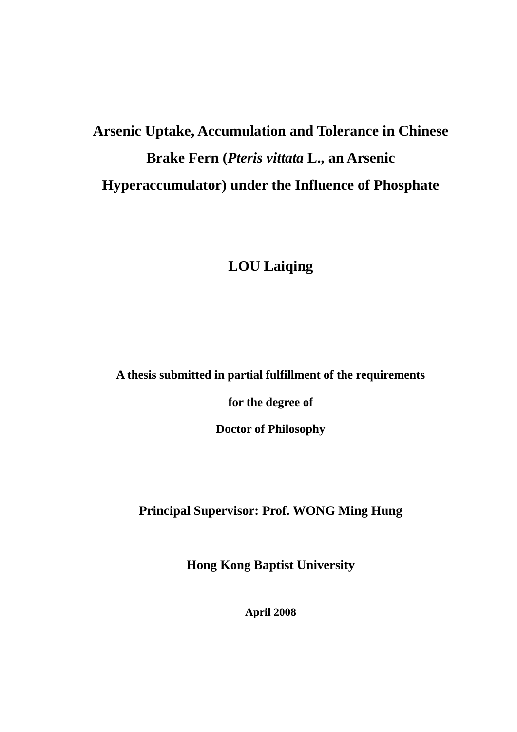# Arsenic Uptake, Accumulation and Tolerance in Chinese Brake Fern (*Pteris vittata* L., an Arsenic Hyperaccumulator) under the Influence of Phosphate

**LOU Laiqing**

**A thesis submitted in partial fulfillment of the requirements**

**for the degree of**

**Doctor of Philosophy**

**Principal Supervisor: Prof. WONG Ming Hung**

**Hong Kong Baptist University**

**April 2008**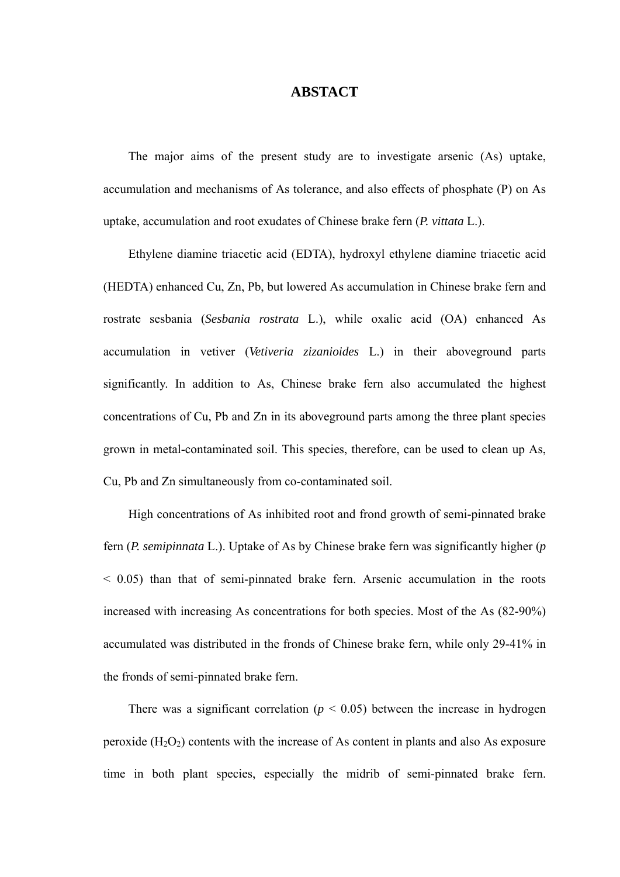# ABSTACT

The major aims of the present study are to investigate arsenic (As) uptake, accumulation and mechanisms of As tolerance, and also effects of phosphate (P) on As uptake, accumulation and root exudates of Chinese brake fern (*P. vittata* L.).

Ethylene diamine triacetic acid (EDTA), hydroxyl ethylene diamine triacetic acid (HEDTA) enhanced Cu, Zn, Pb, but lowered As accumulation in Chinese brake fern and rostrate sesbania (*Sesbania rostrata* L.), while oxalic acid (OA) enhanced As accumulation in vetiver (*Vetiveria zizanioides* L.) in their aboveground parts significantly. In addition to As, Chinese brake fern also accumulated the highest concentrations of Cu, Pb and Zn in its aboveground parts among the three plant species grown in metal-contaminated soil. This species, therefore, can be used to clean up As, Cu, Pb and Zn simultaneously from co-contaminated soil.

High concentrations of As inhibited root and frond growth of semi-pinnated brake fern (*P. semipinnata* L.). Uptake of As by Chinese brake fern was significantly higher ($p < 0.05$) than that of semi-pinnated brake fern. Arsenic accumulation in the roots increased with increasing As concentrations for both species. Most of the As (82-90%) accumulated was distributed in the fronds of Chinese brake fern, while only 29-41% in the fronds of semi-pinnated brake fern.

There was a significant correlation ($p < 0.05$) between the increase in hydrogen peroxide ($H_2O_2$) contents with the increase of As content in plants and also As exposure time in both plant species, especially the midrib of semi-pinnated brake fern.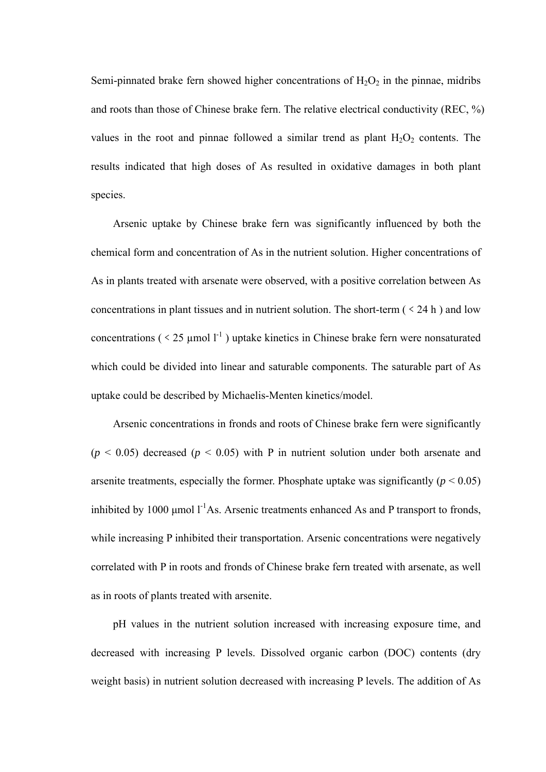Semi-pinnated brake fern showed higher concentrations of $H_2O_2$ in the pinnae, midribs and roots than those of Chinese brake fern. The relative electrical conductivity (REC, %) values in the root and pinnae followed a similar trend as plant $H_2O_2$ contents. The results indicated that high doses of As resulted in oxidative damages in both plant species.

Arsenic uptake by Chinese brake fern was significantly influenced by both the chemical form and concentration of As in the nutrient solution. Higher concentrations of As in plants treated with arsenate were observed, with a positive correlation between As concentrations in plant tissues and in nutrient solution. The short-term ( < 24 h ) and low concentrations ( < 25 $\mu$mol $l^{-1}$ ) uptake kinetics in Chinese brake fern were nonsaturated which could be divided into linear and saturable components. The saturable part of As uptake could be described by Michaelis-Menten kinetics/model.

Arsenic concentrations in fronds and roots of Chinese brake fern were significantly ($p < 0.05$) decreased ($p < 0.05$) with P in nutrient solution under both arsenate and arsenite treatments, especially the former. Phosphate uptake was significantly ($p < 0.05$) inhibited by 1000 $\mu$mol $l^{-1}$As. Arsenic treatments enhanced As and P transport to fronds, while increasing P inhibited their transportation. Arsenic concentrations were negatively correlated with P in roots and fronds of Chinese brake fern treated with arsenate, as well as in roots of plants treated with arsenite.

pH values in the nutrient solution increased with increasing exposure time, and decreased with increasing P levels. Dissolved organic carbon (DOC) contents (dry weight basis) in nutrient solution decreased with increasing P levels. The addition of As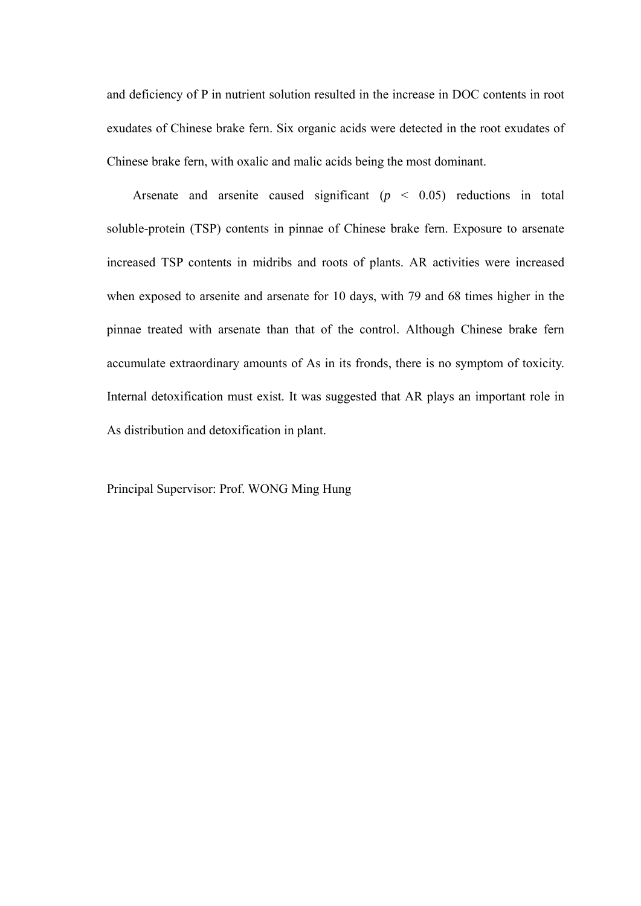and deficiency of P in nutrient solution resulted in the increase in DOC contents in root exudates of Chinese brake fern. Six organic acids were detected in the root exudates of Chinese brake fern, with oxalic and malic acids being the most dominant.

Arsenate and arsenite caused significant ($p < 0.05$) reductions in total soluble-protein (TSP) contents in pinnae of Chinese brake fern. Exposure to arsenate increased TSP contents in midribs and roots of plants. AR activities were increased when exposed to arsenite and arsenate for 10 days, with 79 and 68 times higher in the pinnae treated with arsenate than that of the control. Although Chinese brake fern accumulate extraordinary amounts of As in its fronds, there is no symptom of toxicity. Internal detoxification must exist. It was suggested that AR plays an important role in As distribution and detoxification in plant.

Principal Supervisor: Prof. WONG Ming Hung